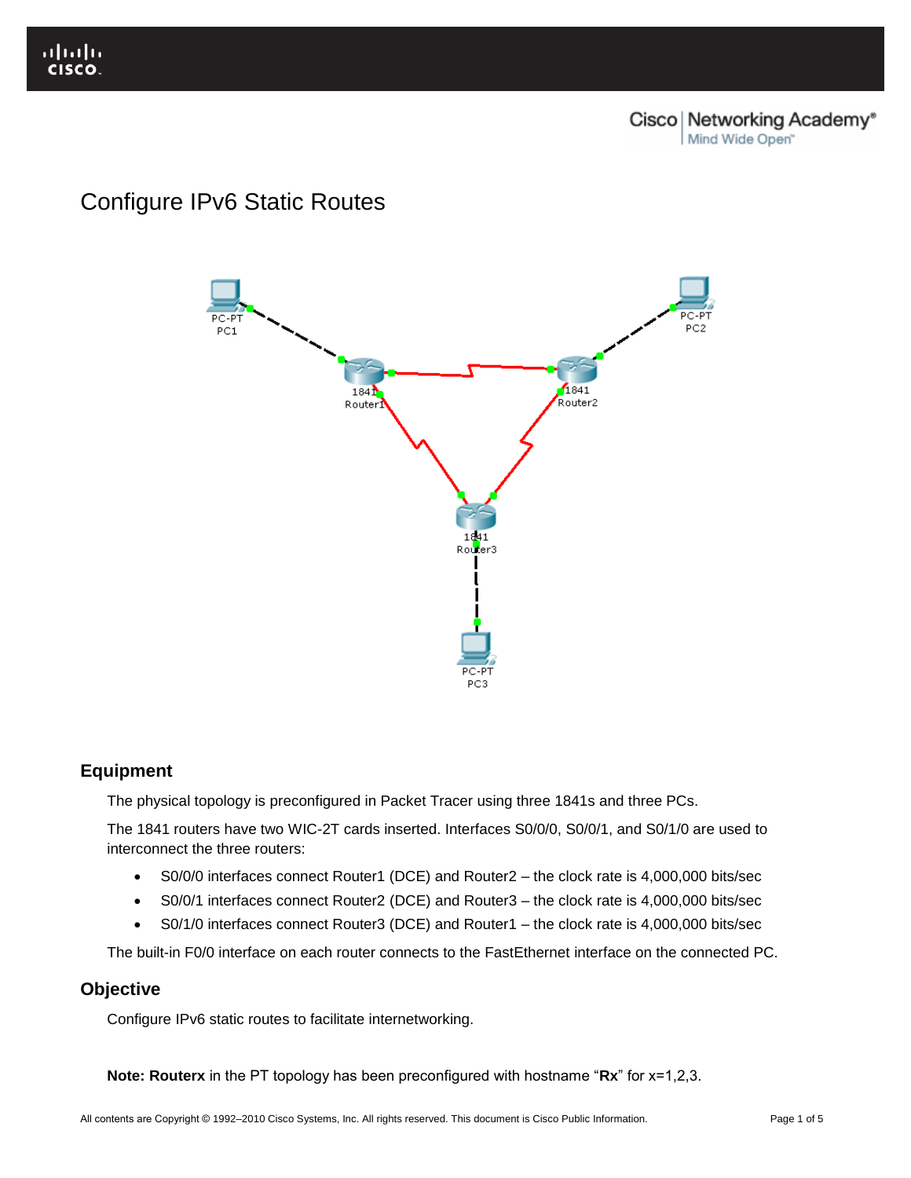# Configure IPv6 Static Routes

## Equipment

The physical topology is preconfigured in Packet Tracer using three 1841s and three PCs.

The 1841 routers have two WIC-2T cards inserted. Interfaces S0/0/0, S0/0/1, and S0/1/0 are used to interconnect the three routers:

- S0/0/0 interfaces connect Router1 (DCE) and Router2 – the clock rate is 4,000,000 bits/sec
- S0/0/1 interfaces connect Router2 (DCE) and Router3 – the clock rate is 4,000,000 bits/sec
- S0/1/0 interfaces connect Router3 (DCE) and Router1 – the clock rate is 4,000,000 bits/sec

The built-in F0/0 interface on each router connects to the FastEthernet interface on the connected PC.

## Objective

Configure IPv6 static routes to facilitate internetworking.

**Note: Routerx** in the PT topology has been preconfigured with hostname "**Rx**" for x=1,2,3.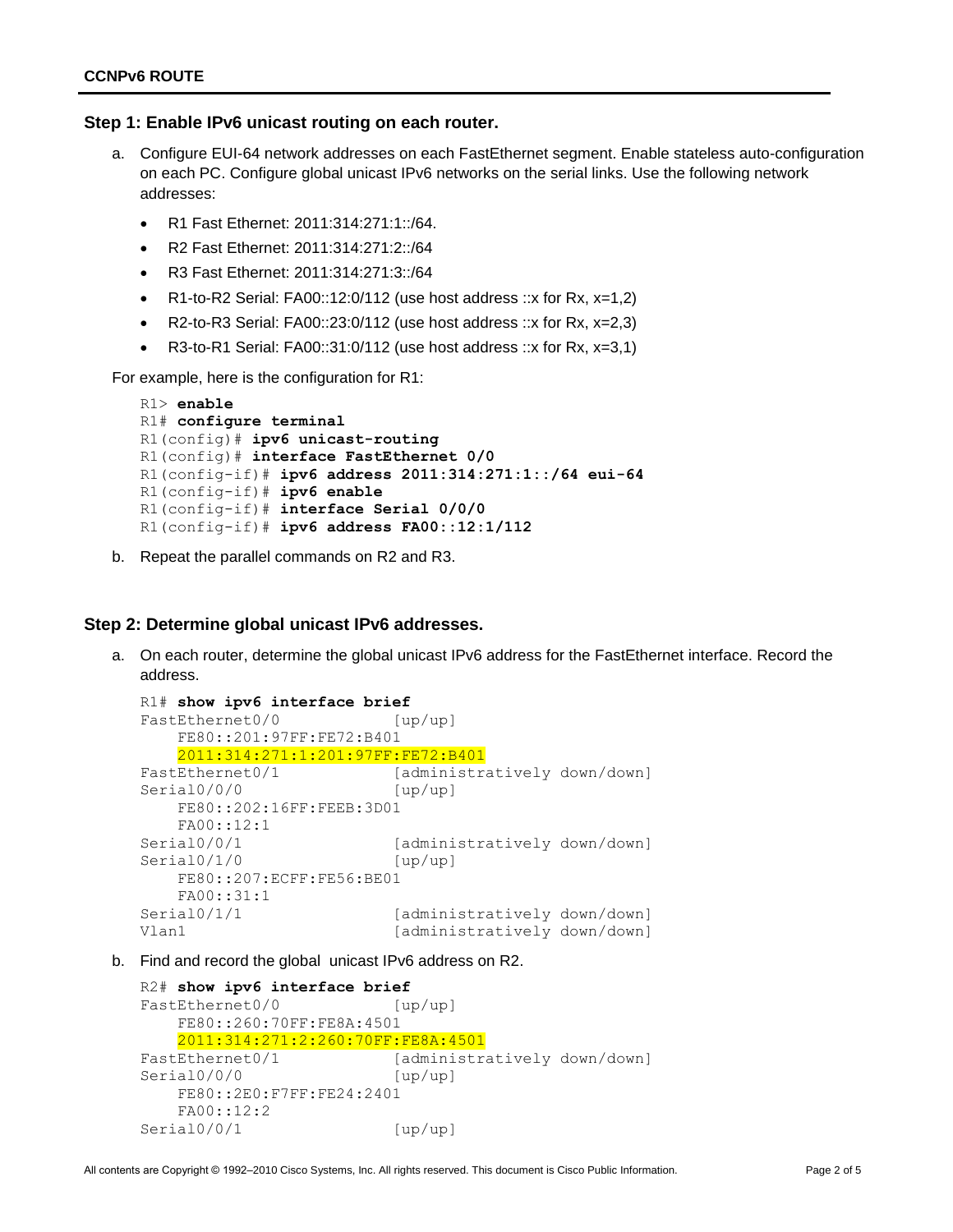### Step 1: Enable IPv6 unicast routing on each router.

a. Configure EUI-64 network addresses on each FastEthernet segment. Enable stateless auto-configuration on each PC. Configure global unicast IPv6 networks on the serial links. Use the following network addresses:

- R1 Fast Ethernet: 2011:314:271:1::/64.
- R2 Fast Ethernet: 2011:314:271:2::/64
- R3 Fast Ethernet: 2011:314:271:3::/64
- R1-to-R2 Serial: FA00::12:0/112 (use host address ::x for Rx, x=1,2)
- R2-to-R3 Serial: FA00::23:0/112 (use host address ::x for Rx, x=2,3)
- R3-to-R1 Serial: FA00::31:0/112 (use host address ::x for Rx, x=3,1)

For example, here is the configuration for R1:

```
R1> enable
R1# configure terminal
R1(config)# ipv6 unicast-routing
R1(config)# interface FastEthernet 0/0
R1(config-if)# ipv6 address 2011:314:271:1::/64 eui-64
R1(config-if)# ipv6 enable
R1(config-if)# interface Serial 0/0/0
R1(config-if)# ipv6 address FA00::12:1/112
```

b. Repeat the parallel commands on R2 and R3.

### Step 2: Determine global unicast IPv6 addresses.

a. On each router, determine the global unicast IPv6 address for the FastEthernet interface. Record the address.

```
R1# show ipv6 interface brief
FastEthernet0/0            [up/up]
    FE80::201:97FF:FE72:B401
    2011:314:271:1:201:97FF:FE72:B401
FastEthernet0/1            [administratively down/down]
Serial0/0/0                [up/up]
    FE80::202:16FF:FEEB:3D01
    FA00::12:1
Serial0/0/1                [administratively down/down]
Serial0/1/0                [up/up]
    FE80::207:ECFF:FE56:BE01
    FA00::31:1
Serial0/1/1                [administratively down/down]
Vlan1                      [administratively down/down]
```

b. Find and record the global  unicast IPv6 address on R2.

```
R2# show ipv6 interface brief
FastEthernet0/0            [up/up]
    FE80::260:70FF:FE8A:4501
    2011:314:271:2:260:70FF:FE8A:4501
FastEthernet0/1            [administratively down/down]
Serial0/0/0                [up/up]
    FE80::2E0:F7FF:FE24:2401
    FA00::12:2
Serial0/0/1                [up/up]
```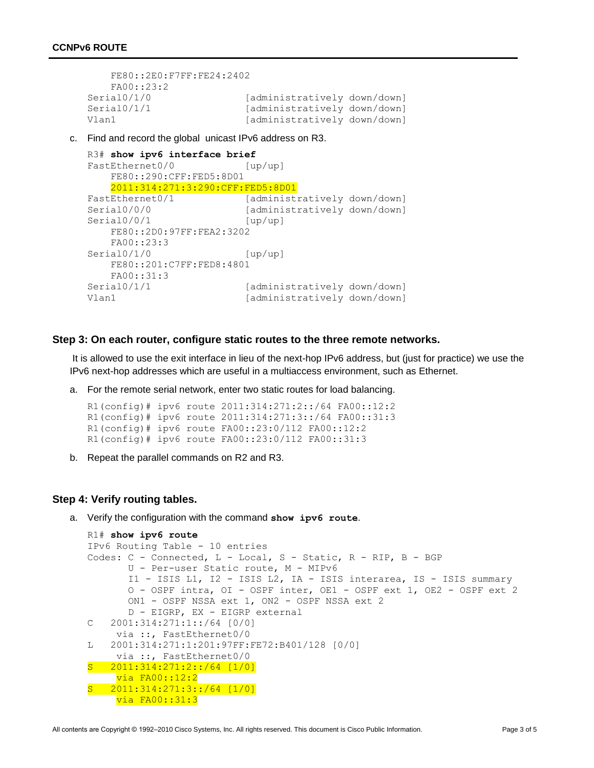```
    FE80::2E0:F7FF:FE24:2402
    FA00::23:2
Serial0/1/0                [administratively down/down]
Serial0/1/1                [administratively down/down]
Vlan1                      [administratively down/down]
```

c. Find and record the global unicast IPv6 address on R3.

```
R3# show ipv6 interface brief
FastEthernet0/0            [up/up]
    FE80::290:CFF:FED5:8D01
    2011:314:271:3:290:CFF:FED5:8D01
FastEthernet0/1            [administratively down/down]
Serial0/0/0                [administratively down/down]
Serial0/0/1                [up/up]
    FE80::2D0:97FF:FEA2:3202
    FA00::23:3
Serial0/1/0                [up/up]
    FE80::201:C7FF:FED8:4801
    FA00::31:3
Serial0/1/1                [administratively down/down]
Vlan1                      [administratively down/down]
```

### Step 3: On each router, configure static routes to the three remote networks.

It is allowed to use the exit interface in lieu of the next-hop IPv6 address, but (just for practice) we use the IPv6 next-hop addresses which are useful in a multiaccess environment, such as Ethernet.

a. For the remote serial network, enter two static routes for load balancing.

```
R1(config)# ipv6 route 2011:314:271:2::/64 FA00::12:2
R1(config)# ipv6 route 2011:314:271:3::/64 FA00::31:3
R1(config)# ipv6 route FA00::23:0/112 FA00::12:2
R1(config)# ipv6 route FA00::23:0/112 FA00::31:3
```

b. Repeat the parallel commands on R2 and R3.

### Step 4: Verify routing tables.

a. Verify the configuration with the command **show ipv6 route**.

```
R1# show ipv6 route
IPv6 Routing Table - 10 entries
Codes: C - Connected, L - Local, S - Static, R - RIP, B - BGP
       U - Per-user Static route, M - MIPv6
       I1 - ISIS L1, I2 - ISIS L2, IA - ISIS interarea, IS - ISIS summary
       O - OSPF intra, OI - OSPF inter, OE1 - OSPF ext 1, OE2 - OSPF ext 2
       ON1 - OSPF NSSA ext 1, ON2 - OSPF NSSA ext 2
       D - EIGRP, EX - EIGRP external
C   2001:314:271:1::/64 [0/0]
     via ::, FastEthernet0/0
L   2001:314:271:1:201:97FF:FE72:B401/128 [0/0]
     via ::, FastEthernet0/0
S   2011:314:271:2::/64 [1/0]
     via FA00::12:2
S   2011:314:271:3::/64 [1/0]
     via FA00::31:3
```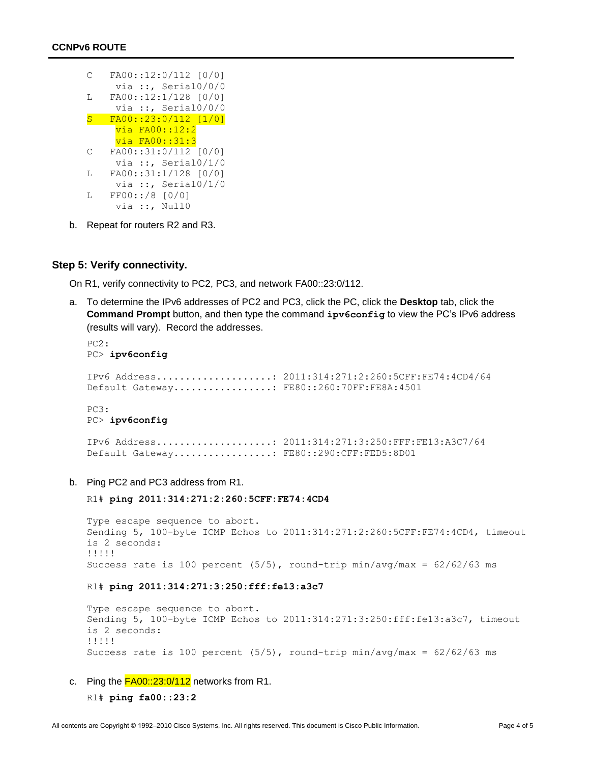```
C   FA00::12:0/112 [0/0]
     via ::, Serial0/0/0
L   FA00::12:1/128 [0/0]
     via ::, Serial0/0/0
S   FA00::23:0/112 [1/0]
     via FA00::12:2
     via FA00::31:3
C   FA00::31:0/112 [0/0]
     via ::, Serial0/1/0
L   FA00::31:1/128 [0/0]
     via ::, Serial0/1/0
L   FF00::/8 [0/0]
     via ::, Null0
```

b. Repeat for routers R2 and R3.

### Step 5: Verify connectivity.

On R1, verify connectivity to PC2, PC3, and network FA00::23:0/112.

a. To determine the IPv6 addresses of PC2 and PC3, click the PC, click the **Desktop** tab, click the **Command Prompt** button, and then type the command **`ipv6config`** to view the PC's IPv6 address (results will vary). Record the addresses.

```
PC2:
PC> ipv6config

IPv6 Address....................: 2011:314:271:2:260:5CFF:FE74:4CD4/64
Default Gateway.................: FE80::260:70FF:FE8A:4501

PC3:
PC> ipv6config

IPv6 Address....................: 2011:314:271:3:250:FFF:FE13:A3C7/64
Default Gateway.................: FE80::290:CFF:FED5:8D01
```

b. Ping PC2 and PC3 address from R1.

```
R1# ping 2011:314:271:2:260:5CFF:FE74:4CD4

Type escape sequence to abort.
Sending 5, 100-byte ICMP Echos to 2011:314:271:2:260:5CFF:FE74:4CD4, timeout
is 2 seconds:
!!!!!
Success rate is 100 percent (5/5), round-trip min/avg/max = 62/62/63 ms

R1# ping 2011:314:271:3:250:fff:fe13:a3c7

Type escape sequence to abort.
Sending 5, 100-byte ICMP Echos to 2011:314:271:3:250:fff:fe13:a3c7, timeout
is 2 seconds:
!!!!!
Success rate is 100 percent (5/5), round-trip min/avg/max = 62/62/63 ms
```

c. Ping the FA00::23:0/112 networks from R1.

```
R1# ping fa00::23:2
```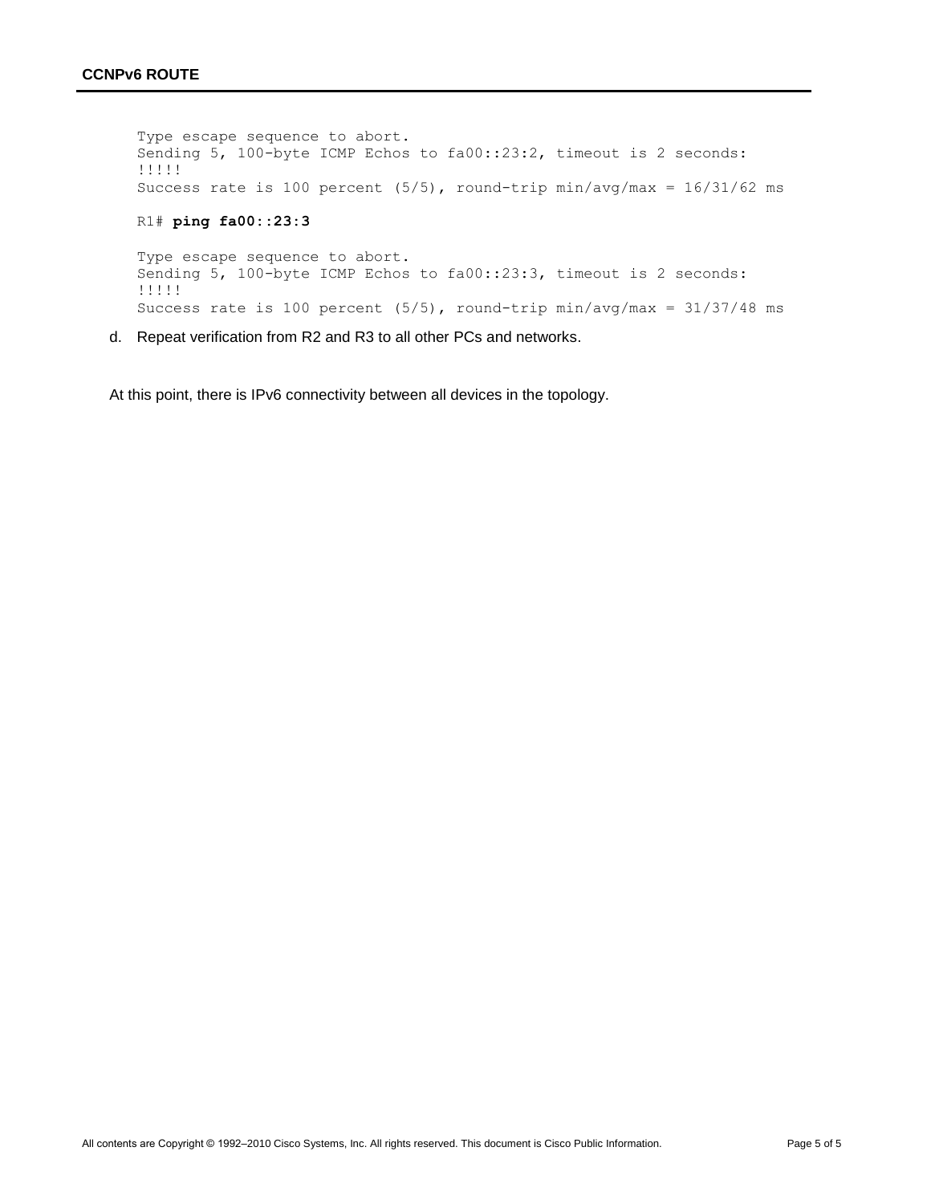```
Type escape sequence to abort.
Sending 5, 100-byte ICMP Echos to fa00::23:2, timeout is 2 seconds:
!!!!!
Success rate is 100 percent (5/5), round-trip min/avg/max = 16/31/62 ms

R1# ping fa00::23:3

Type escape sequence to abort.
Sending 5, 100-byte ICMP Echos to fa00::23:3, timeout is 2 seconds:
!!!!!
Success rate is 100 percent (5/5), round-trip min/avg/max = 31/37/48 ms
```

d. Repeat verification from R2 and R3 to all other PCs and networks.

At this point, there is IPv6 connectivity between all devices in the topology.